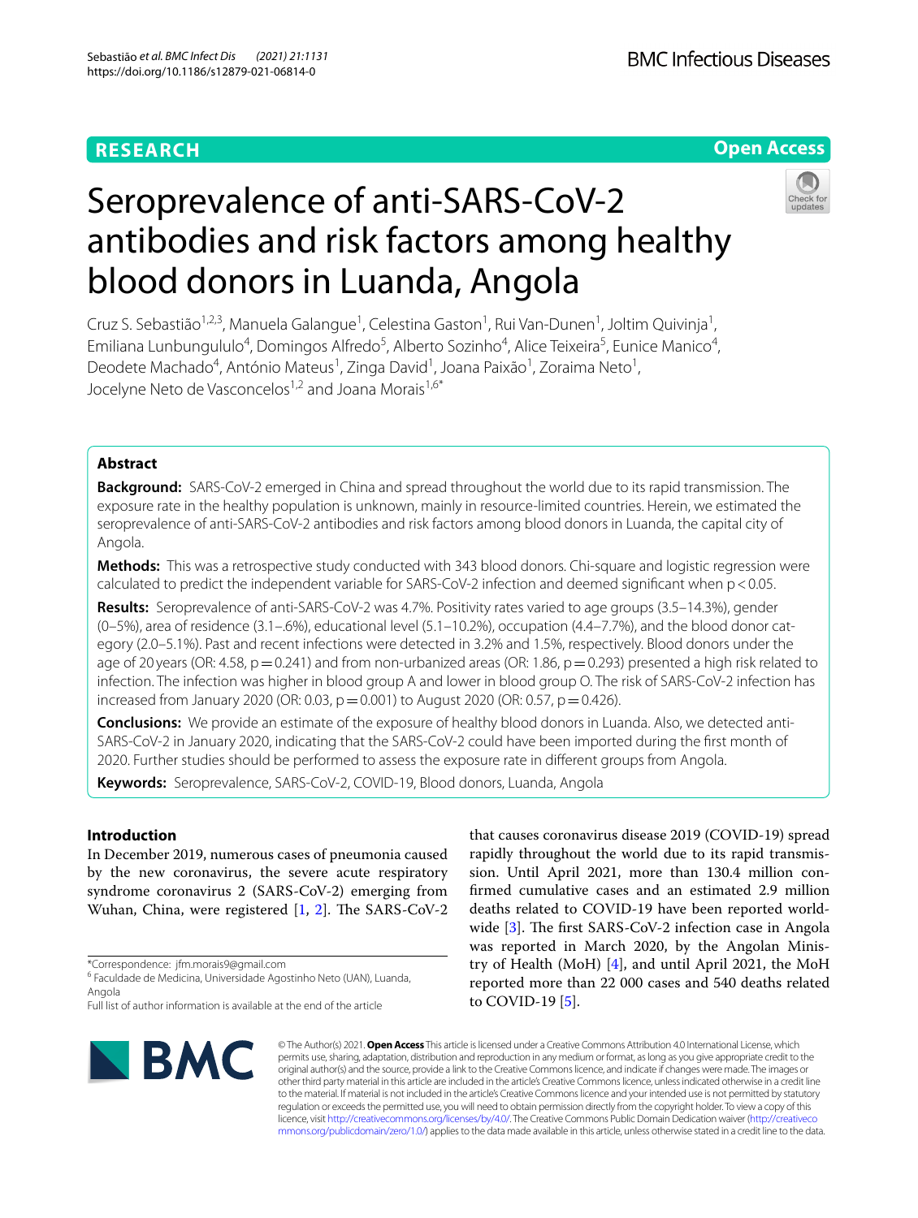**RESEARCH** **Open Access**

# Seroprevalence of anti-SARS-CoV-2 antibodies and risk factors among healthy blood donors in Luanda, Angola

Cruz S. Sebastião[1,2,3], Manuela Galangue[1], Celestina Gaston[1], Rui Van-Dunen[1], Joltim Quivinja[1], Emiliana Lunbungululo[4], Domingos Alfredo[5], Alberto Sozinho[4], Alice Teixeira[5], Eunice Manico[4], Deodete Machado[4], António Mateus[1], Zinga David[1], Joana Paixão[1], Zoraima Neto[1], Jocelyne Neto de Vasconcelos[1,2] and Joana Morais[1,6*]

## Abstract

**Background:** SARS-CoV-2 emerged in China and spread throughout the world due to its rapid transmission. The exposure rate in the healthy population is unknown, mainly in resource-limited countries. Herein, we estimated the seroprevalence of anti-SARS-CoV-2 antibodies and risk factors among blood donors in Luanda, the capital city of Angola.

**Methods:** This was a retrospective study conducted with 343 blood donors. Chi-square and logistic regression were calculated to predict the independent variable for SARS-CoV-2 infection and deemed significant when $p < 0.05$.

**Results:** Seroprevalence of anti-SARS-CoV-2 was 4.7%. Positivity rates varied to age groups (3.5–14.3%), gender (0–5%), area of residence (3.1–.6%), educational level (5.1–10.2%), occupation (4.4–7.7%), and the blood donor category (2.0–5.1%). Past and recent infections were detected in 3.2% and 1.5%, respectively. Blood donors under the age of 20 years (OR: 4.58, $p = 0.241$) and from non-urbanized areas (OR: 1.86, $p = 0.293$) presented a high risk related to infection. The infection was higher in blood group A and lower in blood group O. The risk of SARS-CoV-2 infection has increased from January 2020 (OR: 0.03, $p = 0.001$) to August 2020 (OR: 0.57, $p = 0.426$).

**Conclusions:** We provide an estimate of the exposure of healthy blood donors in Luanda. Also, we detected anti-SARS-CoV-2 in January 2020, indicating that the SARS-CoV-2 could have been imported during the first month of 2020. Further studies should be performed to assess the exposure rate in different groups from Angola.

**Keywords:** Seroprevalence, SARS-CoV-2, COVID-19, Blood donors, Luanda, Angola

## Introduction

In December 2019, numerous cases of pneumonia caused by the new coronavirus, the severe acute respiratory syndrome coronavirus 2 (SARS-CoV-2) emerging from Wuhan, China, were registered [1, 2]. The SARS-CoV-2 that causes coronavirus disease 2019 (COVID-19) spread rapidly throughout the world due to its rapid transmission. Until April 2021, more than 130.4 million confirmed cumulative cases and an estimated 2.9 million deaths related to COVID-19 have been reported worldwide [3]. The first SARS-CoV-2 infection case in Angola was reported in March 2020, by the Angolan Ministry of Health (MoH) [4], and until April 2021, the MoH reported more than 22 000 cases and 540 deaths related to COVID-19 [5].

*Correspondence: jfm.morais9@gmail.com
[6] Faculdade de Medicina, Universidade Agostinho Neto (UAN), Luanda, Angola
Full list of author information is available at the end of the article

© The Author(s) 2021. **Open Access** This article is licensed under a Creative Commons Attribution 4.0 International License, which permits use, sharing, adaptation, distribution and reproduction in any medium or format, as long as you give appropriate credit to the original author(s) and the source, provide a link to the Creative Commons licence, and indicate if changes were made. The images or other third party material in this article are included in the article's Creative Commons licence, unless indicated otherwise in a credit line to the material. If material is not included in the article's Creative Commons licence and your intended use is not permitted by statutory regulation or exceeds the permitted use, you will need to obtain permission directly from the copyright holder. To view a copy of this licence, visit http://creativecommons.org/licenses/by/4.0/. The Creative Commons Public Domain Dedication waiver (http://creativecommons.org/publicdomain/zero/1.0/) applies to the data made available in this article, unless otherwise stated in a credit line to the data.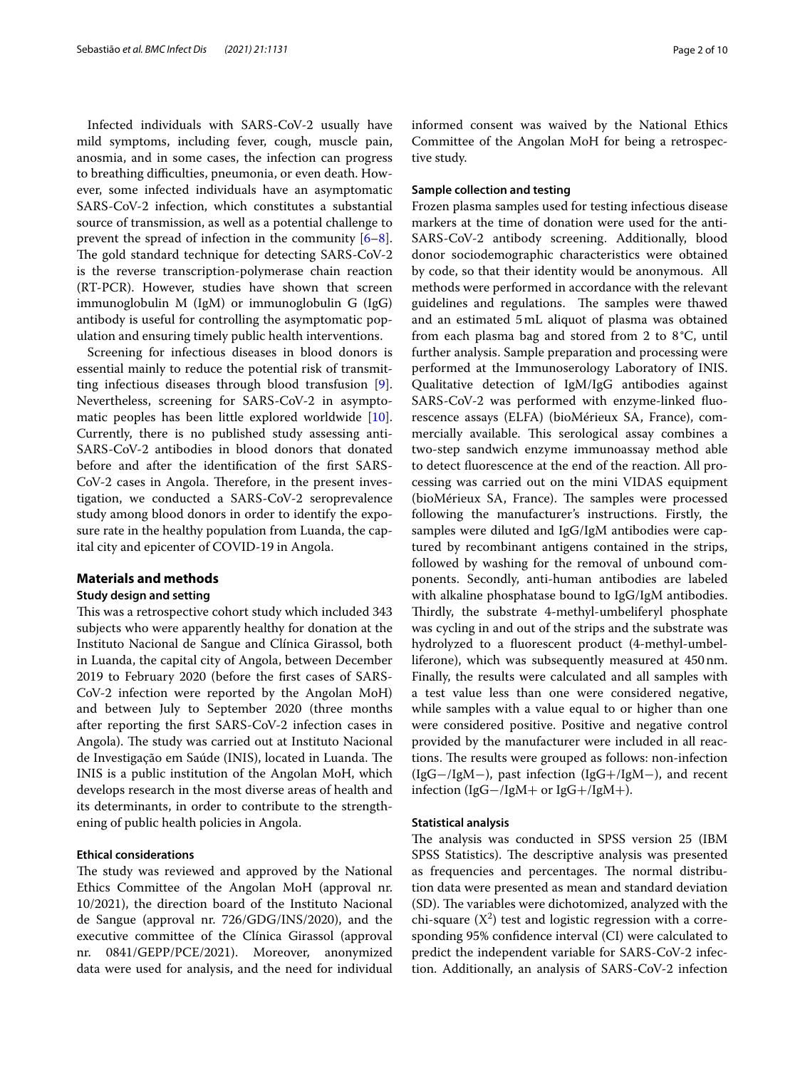Infected individuals with SARS-CoV-2 usually have mild symptoms, including fever, cough, muscle pain, anosmia, and in some cases, the infection can progress to breathing difficulties, pneumonia, or even death. However, some infected individuals have an asymptomatic SARS-CoV-2 infection, which constitutes a substantial source of transmission, as well as a potential challenge to prevent the spread of infection in the community [6–8]. The gold standard technique for detecting SARS-CoV-2 is the reverse transcription-polymerase chain reaction (RT-PCR). However, studies have shown that screen immunoglobulin M (IgM) or immunoglobulin G (IgG) antibody is useful for controlling the asymptomatic population and ensuring timely public health interventions.

Screening for infectious diseases in blood donors is essential mainly to reduce the potential risk of transmitting infectious diseases through blood transfusion [9]. Nevertheless, screening for SARS-CoV-2 in asymptomatic peoples has been little explored worldwide [10]. Currently, there is no published study assessing anti-SARS-CoV-2 antibodies in blood donors that donated before and after the identification of the first SARS-CoV-2 cases in Angola. Therefore, in the present investigation, we conducted a SARS-CoV-2 seroprevalence study among blood donors in order to identify the exposure rate in the healthy population from Luanda, the capital city and epicenter of COVID-19 in Angola.

## Materials and methods

### Study design and setting

This was a retrospective cohort study which included 343 subjects who were apparently healthy for donation at the Instituto Nacional de Sangue and Clínica Girassol, both in Luanda, the capital city of Angola, between December 2019 to February 2020 (before the first cases of SARS-CoV-2 infection were reported by the Angolan MoH) and between July to September 2020 (three months after reporting the first SARS-CoV-2 infection cases in Angola). The study was carried out at Instituto Nacional de Investigação em Saúde (INIS), located in Luanda. The INIS is a public institution of the Angolan MoH, which develops research in the most diverse areas of health and its determinants, in order to contribute to the strengthening of public health policies in Angola.

### Ethical considerations

The study was reviewed and approved by the National Ethics Committee of the Angolan MoH (approval nr. 10/2021), the direction board of the Instituto Nacional de Sangue (approval nr. 726/GDG/INS/2020), and the executive committee of the Clínica Girassol (approval nr. 0841/GEPP/PCE/2021). Moreover, anonymized data were used for analysis, and the need for individual informed consent was waived by the National Ethics Committee of the Angolan MoH for being a retrospective study.

### Sample collection and testing

Frozen plasma samples used for testing infectious disease markers at the time of donation were used for the anti-SARS-CoV-2 antibody screening. Additionally, blood donor sociodemographic characteristics were obtained by code, so that their identity would be anonymous. All methods were performed in accordance with the relevant guidelines and regulations. The samples were thawed and an estimated 5 mL aliquot of plasma was obtained from each plasma bag and stored from 2 to 8 °C, until further analysis. Sample preparation and processing were performed at the Immunoserology Laboratory of INIS. Qualitative detection of IgM/IgG antibodies against SARS-CoV-2 was performed with enzyme-linked fluorescence assays (ELFA) (bioMérieux SA, France), commercially available. This serological assay combines a two-step sandwich enzyme immunoassay method able to detect fluorescence at the end of the reaction. All processing was carried out on the mini VIDAS equipment (bioMérieux SA, France). The samples were processed following the manufacturer's instructions. Firstly, the samples were diluted and IgG/IgM antibodies were captured by recombinant antigens contained in the strips, followed by washing for the removal of unbound components. Secondly, anti-human antibodies are labeled with alkaline phosphatase bound to IgG/IgM antibodies. Thirdly, the substrate 4-methyl-umbeliferyl phosphate was cycling in and out of the strips and the substrate was hydrolyzed to a fluorescent product (4-methyl-umbelliferone), which was subsequently measured at 450 nm. Finally, the results were calculated and all samples with a test value less than one were considered negative, while samples with a value equal to or higher than one were considered positive. Positive and negative control provided by the manufacturer were included in all reactions. The results were grouped as follows: non-infection (IgG−/IgM−), past infection (IgG+/IgM−), and recent infection (IgG−/IgM+ or IgG+/IgM+).

### Statistical analysis

The analysis was conducted in SPSS version 25 (IBM SPSS Statistics). The descriptive analysis was presented as frequencies and percentages. The normal distribution data were presented as mean and standard deviation (SD). The variables were dichotomized, analyzed with the chi-square ($X^2$) test and logistic regression with a corresponding 95% confidence interval (CI) were calculated to predict the independent variable for SARS-CoV-2 infection. Additionally, an analysis of SARS-CoV-2 infection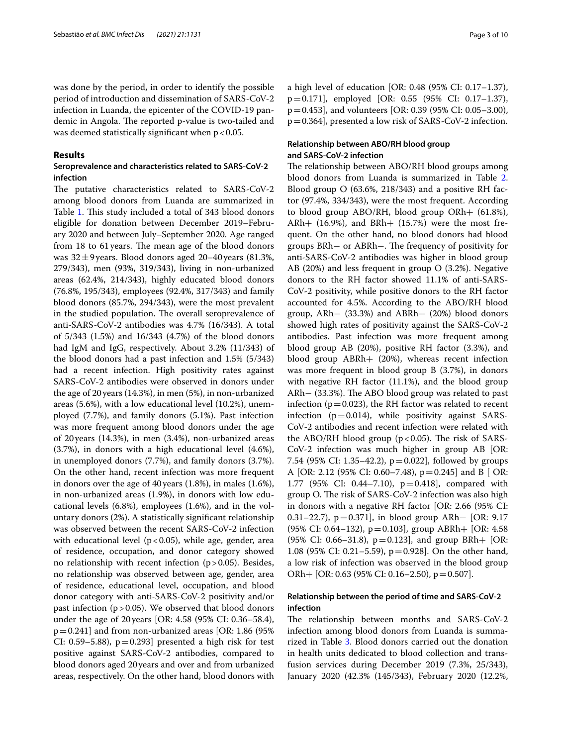was done by the period, in order to identify the possible period of introduction and dissemination of SARS-CoV-2 infection in Luanda, the epicenter of the COVID-19 pandemic in Angola. The reported p-value is two-tailed and was deemed statistically significant when $p<0.05$.

## Results

### Seroprevalence and characteristics related to SARS-CoV-2 infection

The putative characteristics related to SARS-CoV-2 among blood donors from Luanda are summarized in Table 1. This study included a total of 343 blood donors eligible for donation between December 2019–February 2020 and between July–September 2020. Age ranged from 18 to 61 years. The mean age of the blood donors was $32 \pm 9$ years. Blood donors aged 20–40 years (81.3%, 279/343), men (93%, 319/343), living in non-urbanized areas (62.4%, 214/343), highly educated blood donors (76.8%, 195/343), employees (92.4%, 317/343) and family blood donors (85.7%, 294/343), were the most prevalent in the studied population. The overall seroprevalence of anti-SARS-CoV-2 antibodies was 4.7% (16/343). A total of 5/343 (1.5%) and 16/343 (4.7%) of the blood donors had IgM and IgG, respectively. About 3.2% (11/343) of the blood donors had a past infection and 1.5% (5/343) had a recent infection. High positivity rates against SARS-CoV-2 antibodies were observed in donors under the age of 20 years (14.3%), in men (5%), in non-urbanized areas (5.6%), with a low educational level (10.2%), unemployed (7.7%), and family donors (5.1%). Past infection was more frequent among blood donors under the age of 20 years (14.3%), in men (3.4%), non-urbanized areas (3.7%), in donors with a high educational level (4.6%), in unemployed donors (7.7%), and family donors (3.7%). On the other hand, recent infection was more frequent in donors over the age of 40 years (1.8%), in males (1.6%), in non-urbanized areas (1.9%), in donors with low educational levels (6.8%), employees (1.6%), and in the voluntary donors (2%). A statistically significant relationship was observed between the recent SARS-CoV-2 infection with educational level ($p<0.05$), while age, gender, area of residence, occupation, and donor category showed no relationship with recent infection ($p>0.05$). Besides, no relationship was observed between age, gender, area of residence, educational level, occupation, and blood donor category with anti-SARS-CoV-2 positivity and/or past infection ($p>0.05$). We observed that blood donors under the age of 20 years [OR: 4.58 (95% CI: 0.36–58.4), $p=0.241$] and from non-urbanized areas [OR: 1.86 (95% CI: 0.59–5.88), $p=0.293$] presented a high risk for test positive against SARS-CoV-2 antibodies, compared to blood donors aged 20 years and over and from urbanized areas, respectively. On the other hand, blood donors with a high level of education [OR: 0.48 (95% CI: 0.17–1.37), $p=0.171$], employed [OR: 0.55 (95% CI: 0.17–1.37), $p=0.453$], and volunteers [OR: 0.39 (95% CI: 0.05–3.00), $p=0.364$], presented a low risk of SARS-CoV-2 infection.

### Relationship between ABO/RH blood group and SARS-CoV-2 infection

The relationship between ABO/RH blood groups among blood donors from Luanda is summarized in Table 2. Blood group O (63.6%, 218/343) and a positive RH factor (97.4%, 334/343), were the most frequent. According to blood group ABO/RH, blood group ORh+ (61.8%), ARh+ (16.9%), and BRh+ (15.7%) were the most frequent. On the other hand, no blood donors had blood groups BRh− or ABRh−. The frequency of positivity for anti-SARS-CoV-2 antibodies was higher in blood group AB (20%) and less frequent in group O (3.2%). Negative donors to the RH factor showed 11.1% of anti-SARS-CoV-2 positivity, while positive donors to the RH factor accounted for 4.5%. According to the ABO/RH blood group, ARh− (33.3%) and ABRh+ (20%) blood donors showed high rates of positivity against the SARS-CoV-2 antibodies. Past infection was more frequent among blood group AB (20%), positive RH factor (3.3%), and blood group ABRh+ (20%), whereas recent infection was more frequent in blood group B (3.7%), in donors with negative RH factor (11.1%), and the blood group ARh− (33.3%). The ABO blood group was related to past infection ($p=0.023$), the RH factor was related to recent infection ($p=0.014$), while positivity against SARS-CoV-2 antibodies and recent infection were related with the ABO/RH blood group ($p<0.05$). The risk of SARS-CoV-2 infection was much higher in group AB [OR: 7.54 (95% CI: 1.35–42.2), $p=0.022$], followed by groups A [OR: 2.12 (95% CI: 0.60–7.48), $p=0.245$] and B [ OR: 1.77 (95% CI: 0.44–7.10), $p=0.418$], compared with group O. The risk of SARS-CoV-2 infection was also high in donors with a negative RH factor [OR: 2.66 (95% CI: 0.31–22.7), $p=0.371$], in blood group ARh− [OR: 9.17 (95% CI: 0.64–132), $p=0.103$], group ABRh+ [OR: 4.58 (95% CI: 0.66–31.8), $p=0.123$], and group BRh+ [OR: 1.08 (95% CI: 0.21–5.59), $p=0.928$]. On the other hand, a low risk of infection was observed in the blood group ORh+ [OR: 0.63 (95% CI: 0.16–2.50), $p=0.507$].

### Relationship between the period of time and SARS-CoV-2 infection

The relationship between months and SARS-CoV-2 infection among blood donors from Luanda is summarized in Table 3. Blood donors carried out the donation in health units dedicated to blood collection and transfusion services during December 2019 (7.3%, 25/343), January 2020 (42.3% (145/343), February 2020 (12.2%,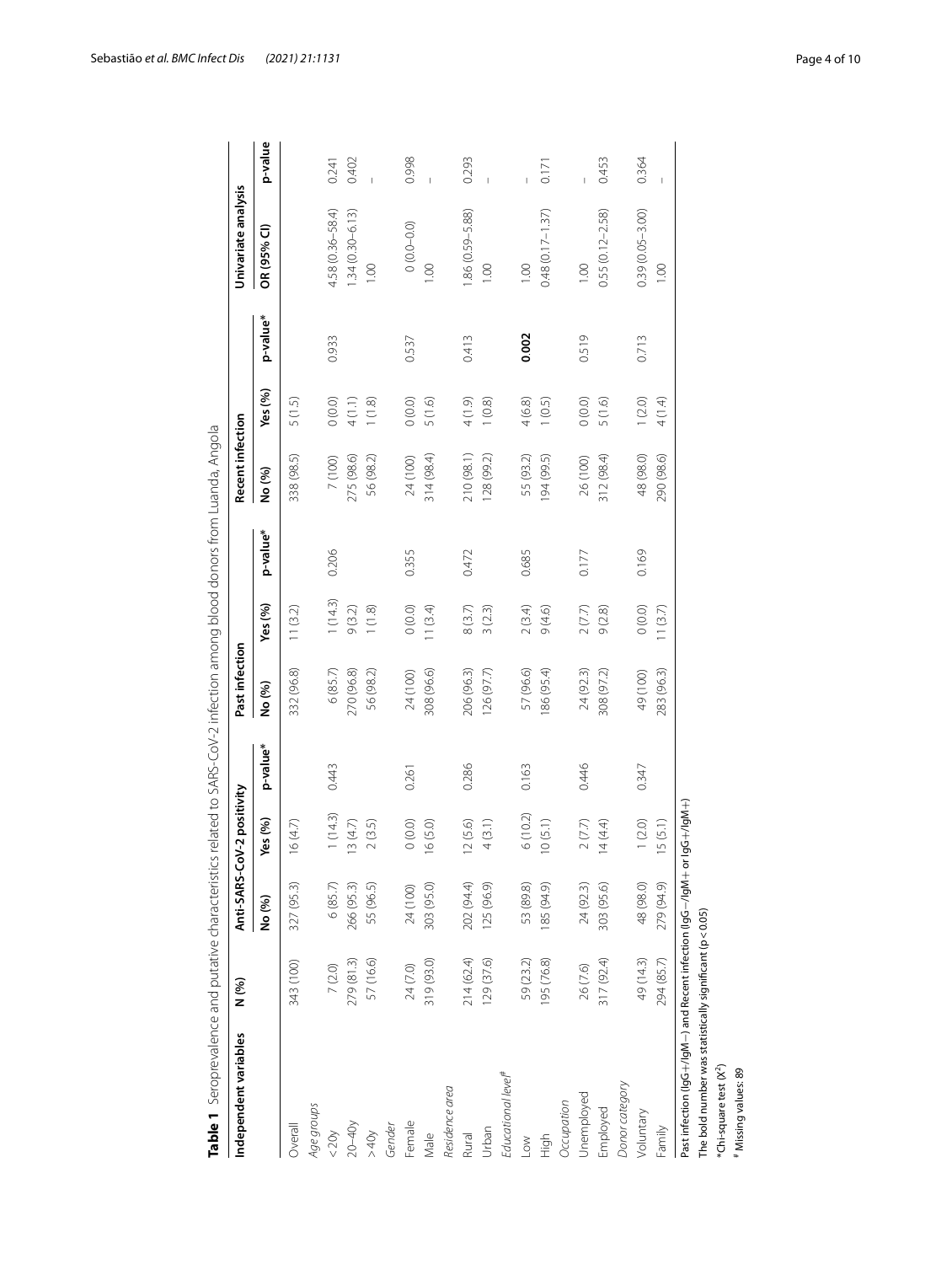**Table 1** Seroprevalence and putative characteristics related to SARS-CoV-2 infection among blood donors from Luanda, Angola

| Independent variables | N (%) | Anti-SARS-CoV-2 positivity | | | Past infection | | | Recent infection | | | Univariate analysis | |
|---|---|---|---|---|---|---|---|---|---|---|---|---|
| | | No (%) | Yes (%) | p-value* | No (%) | Yes (%) | p-value* | No (%) | Yes (%) | p-value* | OR (95% CI) | p-value |
| Overall | 343 (100) | 327 (95.3) | 16 (4.7) | | 332 (96.8) | 11 (3.2) | | 338 (98.5) | 5 (1.5) | | | |
| *Age groups* | | | | | | | | | | | | |
| < 20y | 7 (2.0) | 6 (85.7) | 1 (14.3) | 0.443 | 6 (85.7) | 1 (14.3) | 0.206 | 7 (100) | 0 (0.0) | 0.933 | 4.58 (0.36–58.4) | 0.241 |
| 20–40y | 279 (81.3) | 266 (95.3) | 13 (4.7) | | 270 (96.8) | 9 (3.2) | | 275 (98.6) | 4 (1.1) | | 1.34 (0.30–6.13) | 0.402 |
| > 40y | 57 (16.6) | 55 (96.5) | 2 (3.5) | | 56 (98.2) | 1 (1.8) | | 56 (98.2) | 1 (1.8) | | 1.00 | – |
| *Gender* | | | | | | | | | | | | |
| Female | 24 (7.0) | 24 (100) | 0 (0.0) | 0.261 | 24 (100) | 0 (0.0) | 0.355 | 24 (100) | 0 (0.0) | 0.537 | 0 (0.0–0.0) | 0.998 |
| Male | 319 (93.0) | 303 (95.0) | 16 (5.0) | | 308 (96.6) | 11 (3.4) | | 314 (98.4) | 5 (1.6) | | 1.00 | – |
| *Residence area* | | | | | | | | | | | | |
| Rural | 214 (62.4) | 202 (94.4) | 12 (5.6) | 0.286 | 206 (96.3) | 8 (3.7) | 0.472 | 210 (98.1) | 4 (1.9) | 0.413 | 1.86 (0.59–5.88) | 0.293 |
| Urban | 129 (37.6) | 125 (96.9) | 4 (3.1) | | 126 (97.7) | 3 (2.3) | | 128 (99.2) | 1 (0.8) | | 1.00 | – |
| *Educational level*[#] | | | | | | | | | | | | |
| Low | 59 (23.2) | 53 (89.8) | 6 (10.2) | 0.163 | 57 (96.6) | 2 (3.4) | 0.685 | 55 (93.2) | 4 (6.8) | **0.002** | 1.00 | – |
| High | 195 (76.8) | 185 (94.9) | 10 (5.1) | | 186 (95.4) | 9 (4.6) | | 194 (99.5) | 1 (0.5) | | 0.48 (0.17–1.37) | 0.171 |
| *Occupation* | | | | | | | | | | | | |
| Unemployed | 26 (7.6) | 24 (92.3) | 2 (7.7) | 0.446 | 24 (92.3) | 2 (7.7) | 0.177 | 26 (100) | 0 (0.0) | 0.519 | 1.00 | – |
| Employed | 317 (92.4) | 303 (95.6) | 14 (4.4) | | 308 (97.2) | 9 (2.8) | | 312 (98.4) | 5 (1.6) | | 0.55 (0.12–2.58) | 0.453 |
| *Donor category* | | | | | | | | | | | | |
| Voluntary | 49 (14.3) | 48 (98.0) | 1 (2.0) | 0.347 | 49 (100) | 0 (0.0) | 0.169 | 48 (98.0) | 1 (2.0) | 0.713 | 0.39 (0.05–3.00) | 0.364 |
| Family | 294 (85.7) | 279 (94.9) | 15 (5.1) | | 283 (96.3) | 11 (3.7) | | 290 (98.6) | 4 (1.4) | | 1.00 | – |

Past infection (IgG+/IgM−) and Recent infection (IgG−/IgM+ or IgG+/IgM+)

The bold number was statistically significant ($p < 0.05$)

*Chi-square test ($X^2$)

[#] Missing values: 89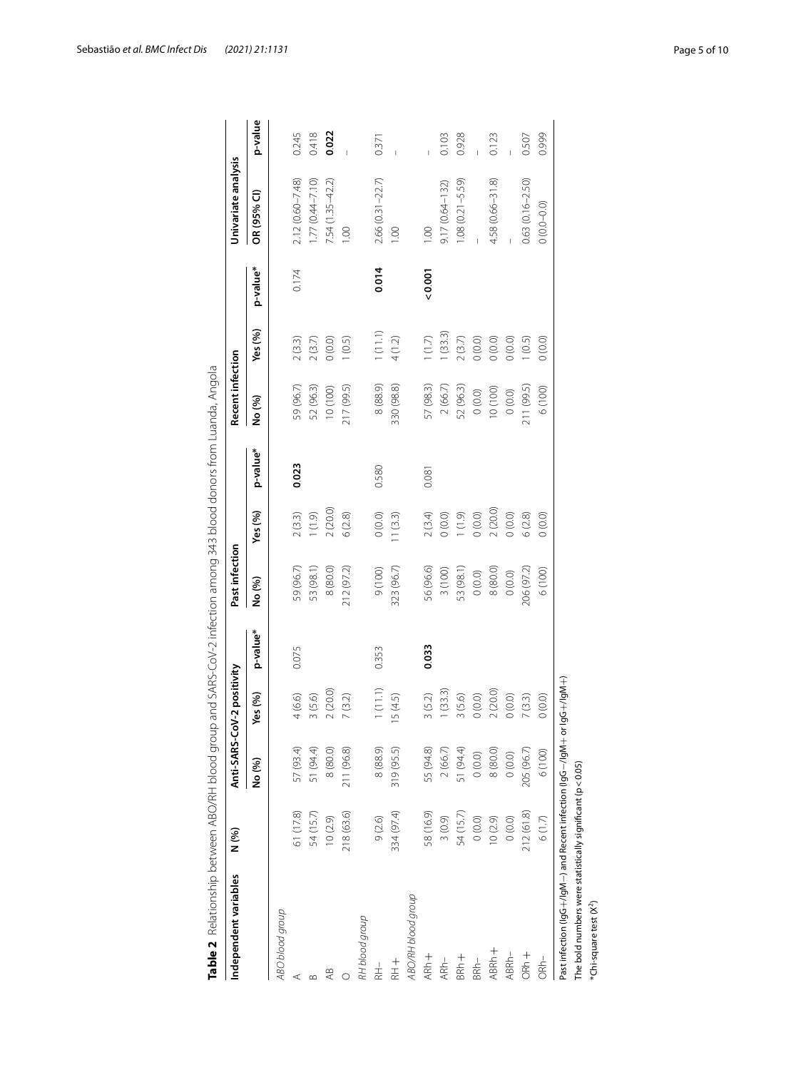**Table 2** Relationship between ABO/RH blood group and SARS-CoV-2 infection among 343 blood donors from Luanda, Angola

| Independent variables | N (%) | Anti-SARS-CoV-2 positivity | | | Past infection | | | Recent infection | | | Univariate analysis | |
|---|---|---|---|---|---|---|---|---|---|---|---|---|
| | | No (%) | Yes (%) | p-value* | No (%) | Yes (%) | p-value* | No (%) | Yes (%) | p-value* | OR (95% CI) | p-value |
| *ABO blood group* | | | | | | | | | | | | |
| A | 61 (17.8) | 57 (93.4) | 4 (6.6) | 0.075 | 59 (96.7) | 2 (3.3) | **0.023** | 59 (96.7) | 2 (3.3) | 0.174 | 2.12 (0.60–7.48) | 0.245 |
| B | 54 (15.7) | 51 (94.4) | 3 (5.6) | | 53 (98.1) | 1 (1.9) | | 52 (96.3) | 2 (3.7) | | 1.77 (0.44–7.10) | 0.418 |
| AB | 10 (2.9) | 8 (80.0) | 2 (20.0) | | 8 (80.0) | 2 (20.0) | | 10 (100) | 0 (0.0) | | 7.54 (1.35–42.2) | **0.022** |
| O | 218 (63.6) | 211 (96.8) | 7 (3.2) | | 212 (97.2) | 6 (2.8) | | 217 (99.5) | 1 (0.5) | | 1.00 | – |
| *RH blood group* | | | | | | | | | | | | |
| RH− | 9 (2.6) | 8 (88.9) | 1 (11.1) | 0.353 | 9 (100) | 0 (0.0) | 0.580 | 8 (88.9) | 1 (11.1) | **0.014** | 2.66 (0.31–22.7) | 0.371 |
| RH+ | 334 (97.4) | 319 (95.5) | 15 (4.5) | | 323 (96.7) | 11 (3.3) | | 330 (98.8) | 4 (1.2) | | 1.00 | – |
| *ABO/RH blood group* | | | | | | | | | | | | |
| ARh+ | 58 (16.9) | 55 (94.8) | 3 (5.2) | **0.033** | 56 (96.6) | 2 (3.4) | 0.081 | 57 (98.3) | 1 (1.7) | **<0.001** | 1.00 | – |
| ARh− | 3 (0.9) | 2 (66.7) | 1 (33.3) | | 3 (100) | 0 (0.0) | | 2 (66.7) | 1 (33.3) | | 9.17 (0.64–132) | 0.103 |
| BRh+ | 54 (15.7) | 51 (94.4) | 3 (5.6) | | 53 (98.1) | 1 (1.9) | | 52 (96.3) | 2 (3.7) | | 1.08 (0.21–5.59) | 0.928 |
| BRh− | 0 (0.0) | 0 (0.0) | 0 (0.0) | | 0 (0.0) | 0 (0.0) | | 0 (0.0) | 0 (0.0) | | – | – |
| ABRh+ | 10 (2.9) | 8 (80.0) | 2 (20.0) | | 8 (80.0) | 2 (20.0) | | 10 (100) | 0 (0.0) | | 4.58 (0.66–31.8) | 0.123 |
| ABRh− | 0 (0.0) | 0 (0.0) | 0 (0.0) | | 0 (0.0) | 0 (0.0) | | 0 (0.0) | 0 (0.0) | | – | – |
| ORh+ | 212 (61.8) | 205 (96.7) | 7 (3.3) | | 206 (97.2) | 6 (2.8) | | 211 (99.5) | 1 (0.5) | | 0.63 (0.16–2.50) | 0.507 |
| ORh− | 6 (1.7) | 6 (100) | 0 (0.0) | | 6 (100) | 0 (0.0) | | 6 (100) | 0 (0.0) | | 0 (0.0–0.0) | 0.999 |

Past infection (IgG+/IgM−) and Recent infection (IgG−/IgM+ or IgG+/IgM+)

The bold numbers were statistically significant ($p < 0.05$)

*Chi-square test ($X^2$)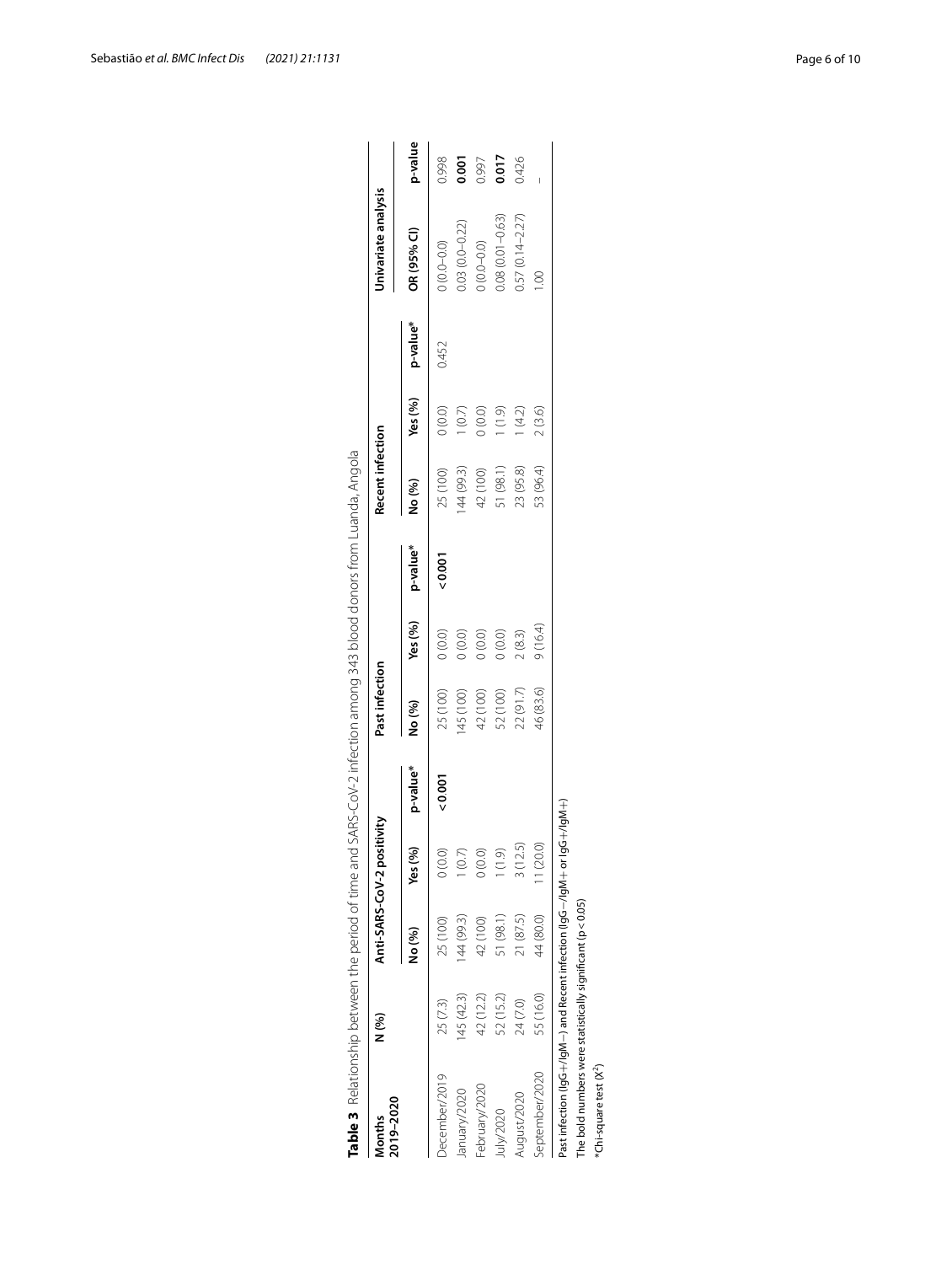**Table 3** Relationship between the period of time and SARS-CoV-2 infection among 343 blood donors from Luanda, Angola

| Months 2019–2020 | N (%) | Anti-SARS-CoV-2 positivity | | | Past infection | | | Recent infection | | | Univariate analysis | |
|---|---|---|---|---|---|---|---|---|---|---|---|---|
| | | No (%) | Yes (%) | p-value* | No (%) | Yes (%) | p-value* | No (%) | Yes (%) | p-value* | OR (95% CI) | p-value |
| December/2019 | 25 (7.3) | 25 (100) | 0 (0.0) | **< 0.001** | 25 (100) | 0 (0.0) | **< 0.001** | 25 (100) | 0 (0.0) | 0.452 | 0 (0.0–0.0) | 0.998 |
| January/2020 | 145 (42.3) | 144 (99.3) | 1 (0.7) | | 145 (100) | 0 (0.0) | | 144 (99.3) | 1 (0.7) | | 0.03 (0.0–0.22) | **0.001** |
| February/2020 | 42 (12.2) | 42 (100) | 0 (0.0) | | 42 (100) | 0 (0.0) | | 42 (100) | 0 (0.0) | | 0 (0.0–0.0) | 0.997 |
| July/2020 | 52 (15.2) | 51 (98.1) | 1 (1.9) | | 52 (100) | 0 (0.0) | | 51 (98.1) | 1 (1.9) | | 0.08 (0.01–0.63) | **0.017** |
| August/2020 | 24 (7.0) | 21 (87.5) | 3 (12.5) | | 22 (91.7) | 2 (8.3) | | 23 (95.8) | 1 (4.2) | | 0.57 (0.14–2.27) | 0.426 |
| September/2020 | 55 (16.0) | 44 (80.0) | 11 (20.0) | | 46 (83.6) | 9 (16.4) | | 53 (96.4) | 2 (3.6) | | 1.00 | – |

Past infection (IgG+/IgM−) and Recent infection (IgG−/IgM+ or IgG+/IgM+)

The bold numbers were statistically significant ($p < 0.05$)

*Chi-square test ($X^2$)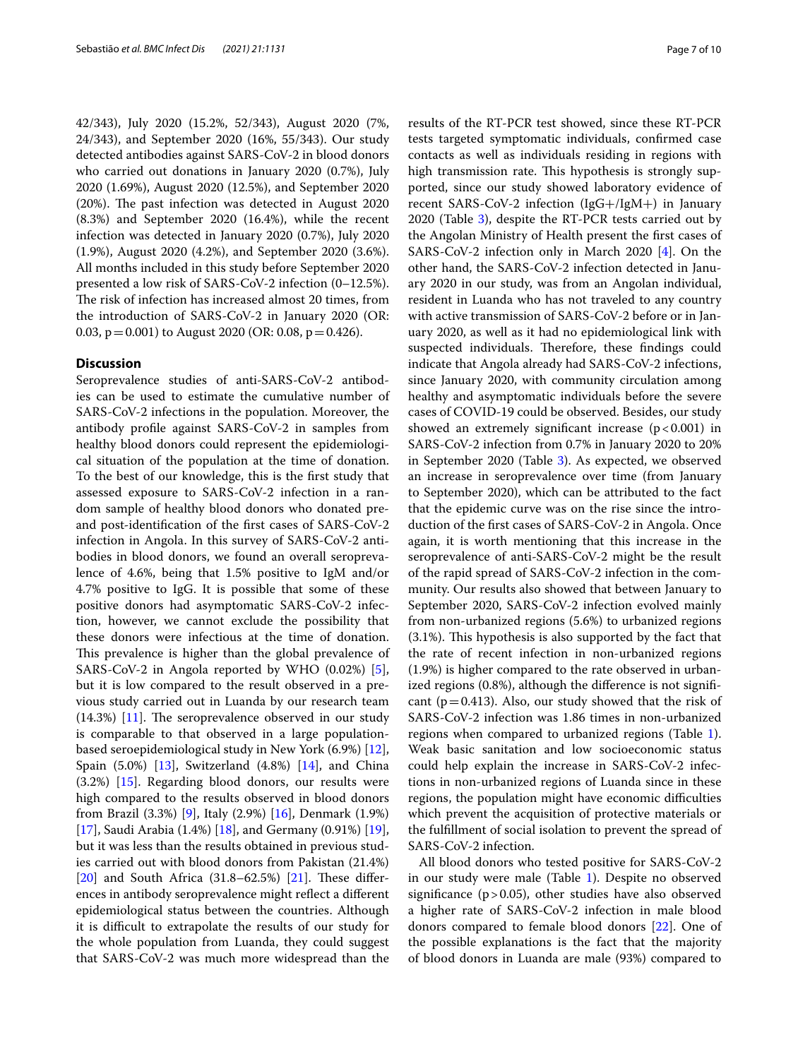42/343), July 2020 (15.2%, 52/343), August 2020 (7%, 24/343), and September 2020 (16%, 55/343). Our study detected antibodies against SARS-CoV-2 in blood donors who carried out donations in January 2020 (0.7%), July 2020 (1.69%), August 2020 (12.5%), and September 2020 (20%). The past infection was detected in August 2020 (8.3%) and September 2020 (16.4%), while the recent infection was detected in January 2020 (0.7%), July 2020 (1.9%), August 2020 (4.2%), and September 2020 (3.6%). All months included in this study before September 2020 presented a low risk of SARS-CoV-2 infection (0–12.5%). The risk of infection has increased almost 20 times, from the introduction of SARS-CoV-2 in January 2020 (OR: 0.03, $p=0.001$) to August 2020 (OR: 0.08, $p=0.426$).

## Discussion

Seroprevalence studies of anti-SARS-CoV-2 antibodies can be used to estimate the cumulative number of SARS-CoV-2 infections in the population. Moreover, the antibody profile against SARS-CoV-2 in samples from healthy blood donors could represent the epidemiological situation of the population at the time of donation. To the best of our knowledge, this is the first study that assessed exposure to SARS-CoV-2 infection in a random sample of healthy blood donors who donated pre- and post-identification of the first cases of SARS-CoV-2 infection in Angola. In this survey of SARS-CoV-2 antibodies in blood donors, we found an overall seroprevalence of 4.6%, being that 1.5% positive to IgM and/or 4.7% positive to IgG. It is possible that some of these positive donors had asymptomatic SARS-CoV-2 infection, however, we cannot exclude the possibility that these donors were infectious at the time of donation. This prevalence is higher than the global prevalence of SARS-CoV-2 in Angola reported by WHO (0.02%) [5], but it is low compared to the result observed in a previous study carried out in Luanda by our research team (14.3%) [11]. The seroprevalence observed in our study is comparable to that observed in a large population-based seroepidemiological study in New York (6.9%) [12], Spain (5.0%) [13], Switzerland (4.8%) [14], and China (3.2%) [15]. Regarding blood donors, our results were high compared to the results observed in blood donors from Brazil (3.3%) [9], Italy (2.9%) [16], Denmark (1.9%) [17], Saudi Arabia (1.4%) [18], and Germany (0.91%) [19], but it was less than the results obtained in previous studies carried out with blood donors from Pakistan (21.4%) [20] and South Africa (31.8–62.5%) [21]. These differences in antibody seroprevalence might reflect a different epidemiological status between the countries. Although it is difficult to extrapolate the results of our study for the whole population from Luanda, they could suggest that SARS-CoV-2 was much more widespread than the results of the RT-PCR test showed, since these RT-PCR tests targeted symptomatic individuals, confirmed case contacts as well as individuals residing in regions with high transmission rate. This hypothesis is strongly supported, since our study showed laboratory evidence of recent SARS-CoV-2 infection (IgG+/IgM+) in January 2020 (Table 3), despite the RT-PCR tests carried out by the Angolan Ministry of Health present the first cases of SARS-CoV-2 infection only in March 2020 [4]. On the other hand, the SARS-CoV-2 infection detected in January 2020 in our study, was from an Angolan individual, resident in Luanda who has not traveled to any country with active transmission of SARS-CoV-2 before or in January 2020, as well as it had no epidemiological link with suspected individuals. Therefore, these findings could indicate that Angola already had SARS-CoV-2 infections, since January 2020, with community circulation among healthy and asymptomatic individuals before the severe cases of COVID-19 could be observed. Besides, our study showed an extremely significant increase ($p<0.001$) in SARS-CoV-2 infection from 0.7% in January 2020 to 20% in September 2020 (Table 3). As expected, we observed an increase in seroprevalence over time (from January to September 2020), which can be attributed to the fact that the epidemic curve was on the rise since the introduction of the first cases of SARS-CoV-2 in Angola. Once again, it is worth mentioning that this increase in the seroprevalence of anti-SARS-CoV-2 might be the result of the rapid spread of SARS-CoV-2 infection in the community. Our results also showed that between January to September 2020, SARS-CoV-2 infection evolved mainly from non-urbanized regions (5.6%) to urbanized regions (3.1%). This hypothesis is also supported by the fact that the rate of recent infection in non-urbanized regions (1.9%) is higher compared to the rate observed in urbanized regions (0.8%), although the difference is not significant ($p=0.413$). Also, our study showed that the risk of SARS-CoV-2 infection was 1.86 times in non-urbanized regions when compared to urbanized regions (Table 1). Weak basic sanitation and low socioeconomic status could help explain the increase in SARS-CoV-2 infections in non-urbanized regions of Luanda since in these regions, the population might have economic difficulties which prevent the acquisition of protective materials or the fulfillment of social isolation to prevent the spread of SARS-CoV-2 infection.

All blood donors who tested positive for SARS-CoV-2 in our study were male (Table 1). Despite no observed significance ($p>0.05$), other studies have also observed a higher rate of SARS-CoV-2 infection in male blood donors compared to female blood donors [22]. One of the possible explanations is the fact that the majority of blood donors in Luanda are male (93%) compared to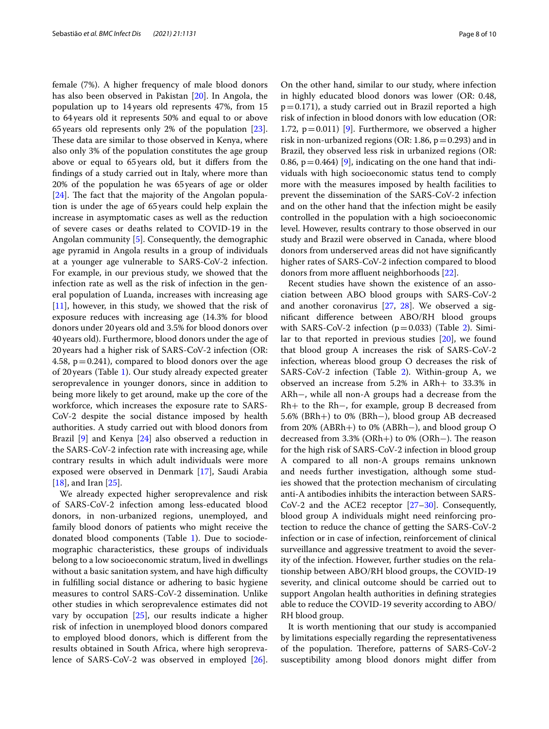female (7%). A higher frequency of male blood donors has also been observed in Pakistan [20]. In Angola, the population up to 14 years old represents 47%, from 15 to 64 years old it represents 50% and equal to or above 65 years old represents only 2% of the population [23]. These data are similar to those observed in Kenya, where also only 3% of the population constitutes the age group above or equal to 65 years old, but it differs from the findings of a study carried out in Italy, where more than 20% of the population he was 65 years of age or older [24]. The fact that the majority of the Angolan population is under the age of 65 years could help explain the increase in asymptomatic cases as well as the reduction of severe cases or deaths related to COVID-19 in the Angolan community [5]. Consequently, the demographic age pyramid in Angola results in a group of individuals at a younger age vulnerable to SARS-CoV-2 infection. For example, in our previous study, we showed that the infection rate as well as the risk of infection in the general population of Luanda, increases with increasing age [11], however, in this study, we showed that the risk of exposure reduces with increasing age (14.3% for blood donors under 20 years old and 3.5% for blood donors over 40 years old). Furthermore, blood donors under the age of 20 years had a higher risk of SARS-CoV-2 infection (OR: 4.58, $p = 0.241$), compared to blood donors over the age of 20 years (Table 1). Our study already expected greater seroprevalence in younger donors, since in addition to being more likely to get around, make up the core of the workforce, which increases the exposure rate to SARS-CoV-2 despite the social distance imposed by health authorities. A study carried out with blood donors from Brazil [9] and Kenya [24] also observed a reduction in the SARS-CoV-2 infection rate with increasing age, while contrary results in which adult individuals were more exposed were observed in Denmark [17], Saudi Arabia [18], and Iran [25].

We already expected higher seroprevalence and risk of SARS-CoV-2 infection among less-educated blood donors, in non-urbanized regions, unemployed, and family blood donors of patients who might receive the donated blood components (Table 1). Due to sociodemographic characteristics, these groups of individuals belong to a low socioeconomic stratum, lived in dwellings without a basic sanitation system, and have high difficulty in fulfilling social distance or adhering to basic hygiene measures to control SARS-CoV-2 dissemination. Unlike other studies in which seroprevalence estimates did not vary by occupation [25], our results indicate a higher risk of infection in unemployed blood donors compared to employed blood donors, which is different from the results obtained in South Africa, where high seroprevalence of SARS-CoV-2 was observed in employed [26]. On the other hand, similar to our study, where infection in highly educated blood donors was lower (OR: 0.48, $p = 0.171$), a study carried out in Brazil reported a high risk of infection in blood donors with low education (OR: 1.72, $p = 0.011$) [9]. Furthermore, we observed a higher risk in non-urbanized regions (OR: 1.86, $p = 0.293$) and in Brazil, they observed less risk in urbanized regions (OR: 0.86, $p = 0.464$) [9], indicating on the one hand that individuals with high socioeconomic status tend to comply more with the measures imposed by health facilities to prevent the dissemination of the SARS-CoV-2 infection and on the other hand that the infection might be easily controlled in the population with a high socioeconomic level. However, results contrary to those observed in our study and Brazil were observed in Canada, where blood donors from underserved areas did not have significantly higher rates of SARS-CoV-2 infection compared to blood donors from more affluent neighborhoods [22].

Recent studies have shown the existence of an association between ABO blood groups with SARS-CoV-2 and another coronavirus [27, 28]. We observed a significant difference between ABO/RH blood groups with SARS-CoV-2 infection ($p = 0.033$) (Table 2). Similar to that reported in previous studies [20], we found that blood group A increases the risk of SARS-CoV-2 infection, whereas blood group O decreases the risk of SARS-CoV-2 infection (Table 2). Within-group A, we observed an increase from 5.2% in ARh+ to 33.3% in ARh−, while all non-A groups had a decrease from the Rh+ to the Rh−, for example, group B decreased from 5.6% (BRh+) to 0% (BRh−), blood group AB decreased from 20% (ABRh+) to 0% (ABRh−), and blood group O decreased from 3.3% (ORh+) to 0% (ORh−). The reason for the high risk of SARS-CoV-2 infection in blood group A compared to all non-A groups remains unknown and needs further investigation, although some studies showed that the protection mechanism of circulating anti-A antibodies inhibits the interaction between SARS-CoV-2 and the ACE2 receptor [27–30]. Consequently, blood group A individuals might need reinforcing protection to reduce the chance of getting the SARS-CoV-2 infection or in case of infection, reinforcement of clinical surveillance and aggressive treatment to avoid the severity of the infection. However, further studies on the relationship between ABO/RH blood groups, the COVID-19 severity, and clinical outcome should be carried out to support Angolan health authorities in defining strategies able to reduce the COVID-19 severity according to ABO/RH blood group.

It is worth mentioning that our study is accompanied by limitations especially regarding the representativeness of the population. Therefore, patterns of SARS-CoV-2 susceptibility among blood donors might differ from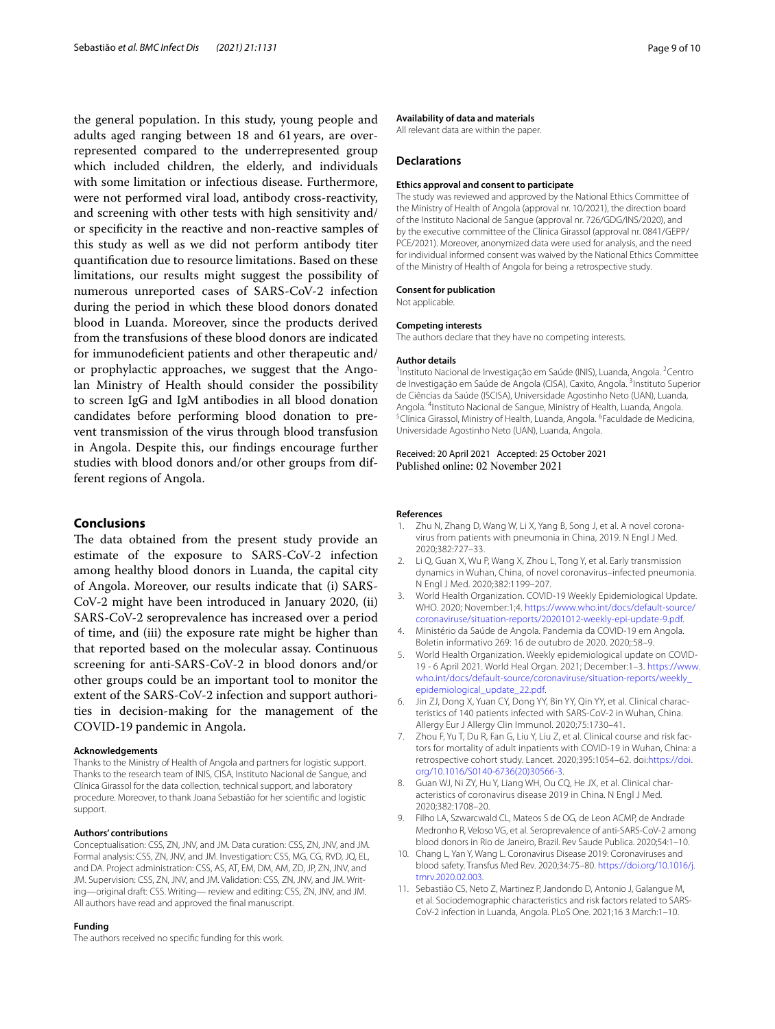the general population. In this study, young people and adults aged ranging between 18 and 61 years, are overrepresented compared to the underrepresented group which included children, the elderly, and individuals with some limitation or infectious disease. Furthermore, were not performed viral load, antibody cross-reactivity, and screening with other tests with high sensitivity and/or specificity in the reactive and non-reactive samples of this study as well as we did not perform antibody titer quantification due to resource limitations. Based on these limitations, our results might suggest the possibility of numerous unreported cases of SARS-CoV-2 infection during the period in which these blood donors donated blood in Luanda. Moreover, since the products derived from the transfusions of these blood donors are indicated for immunodeficient patients and other therapeutic and/or prophylactic approaches, we suggest that the Angolan Ministry of Health should consider the possibility to screen IgG and IgM antibodies in all blood donation candidates before performing blood donation to prevent transmission of the virus through blood transfusion in Angola. Despite this, our findings encourage further studies with blood donors and/or other groups from different regions of Angola.

## Conclusions

The data obtained from the present study provide an estimate of the exposure to SARS-CoV-2 infection among healthy blood donors in Luanda, the capital city of Angola. Moreover, our results indicate that (i) SARS-CoV-2 might have been introduced in January 2020, (ii) SARS-CoV-2 seroprevalence has increased over a period of time, and (iii) the exposure rate might be higher than that reported based on the molecular assay. Continuous screening for anti-SARS-CoV-2 in blood donors and/or other groups could be an important tool to monitor the extent of the SARS-CoV-2 infection and support authorities in decision-making for the management of the COVID-19 pandemic in Angola.

#### Acknowledgements

Thanks to the Ministry of Health of Angola and partners for logistic support. Thanks to the research team of INIS, CISA, Instituto Nacional de Sangue, and Clínica Girassol for the data collection, technical support, and laboratory procedure. Moreover, to thank Joana Sebastião for her scientific and logistic support.

#### Authors' contributions

Conceptualisation: CSS, ZN, JNV, and JM. Data curation: CSS, ZN, JNV, and JM. Formal analysis: CSS, ZN, JNV, and JM. Investigation: CSS, MG, CG, RVD, JQ, EL, and DA. Project administration: CSS, AS, AT, EM, DM, AM, ZD, JP, ZN, JNV, and JM. Supervision: CSS, ZN, JNV, and JM. Validation: CSS, ZN, JNV, and JM. Writing—original draft: CSS. Writing— review and editing: CSS, ZN, JNV, and JM. All authors have read and approved the final manuscript.

#### Funding

The authors received no specific funding for this work.

#### Availability of data and materials

All relevant data are within the paper.

### Declarations

#### Ethics approval and consent to participate

The study was reviewed and approved by the National Ethics Committee of the Ministry of Health of Angola (approval nr. 10/2021), the direction board of the Instituto Nacional de Sangue (approval nr. 726/GDG/INS/2020), and by the executive committee of the Clínica Girassol (approval nr. 0841/GEPP/PCE/2021). Moreover, anonymized data were used for analysis, and the need for individual informed consent was waived by the National Ethics Committee of the Ministry of Health of Angola for being a retrospective study.

#### Consent for publication

Not applicable.

#### Competing interests

The authors declare that they have no competing interests.

#### Author details

[1]Instituto Nacional de Investigação em Saúde (INIS), Luanda, Angola. [2]Centro de Investigação em Saúde de Angola (CISA), Caxito, Angola. [3]Instituto Superior de Ciências da Saúde (ISCISA), Universidade Agostinho Neto (UAN), Luanda, Angola. [4]Instituto Nacional de Sangue, Ministry of Health, Luanda, Angola. [5]Clínica Girassol, Ministry of Health, Luanda, Angola. [6]Faculdade de Medicina, Universidade Agostinho Neto (UAN), Luanda, Angola.

Received: 20 April 2021 Accepted: 25 October 2021
Published online: 02 November 2021

#### References

1. Zhu N, Zhang D, Wang W, Li X, Yang B, Song J, et al. A novel coronavirus from patients with pneumonia in China, 2019. N Engl J Med. 2020;382:727–33.
2. Li Q, Guan X, Wu P, Wang X, Zhou L, Tong Y, et al. Early transmission dynamics in Wuhan, China, of novel coronavirus–infected pneumonia. N Engl J Med. 2020;382:1199–207.
3. World Health Organization. COVID-19 Weekly Epidemiological Update. WHO. 2020; November:1;4. https://www.who.int/docs/default-source/coronaviruse/situation-reports/20201012-weekly-epi-update-9.pdf.
4. Ministério da Saúde de Angola. Pandemia da COVID-19 em Angola. Boletin informativo 269: 16 de outubro de 2020. 2020;:58–9.
5. World Health Organization. Weekly epidemiological update on COVID-19 - 6 April 2021. World Heal Organ. 2021; December:1–3. https://www.who.int/docs/default-source/coronaviruse/situation-reports/weekly_epidemiological_update_22.pdf.
6. Jin ZJ, Dong X, Yuan CY, Dong YY, Bin YY, Qin YY, et al. Clinical characteristics of 140 patients infected with SARS-CoV-2 in Wuhan, China. Allergy Eur J Allergy Clin Immunol. 2020;75:1730–41.
7. Zhou F, Yu T, Du R, Fan G, Liu Y, Liu Z, et al. Clinical course and risk factors for mortality of adult inpatients with COVID-19 in Wuhan, China: a retrospective cohort study. Lancet. 2020;395:1054–62. doi:https://doi.org/10.1016/S0140-6736(20)30566-3.
8. Guan WJ, Ni ZY, Hu Y, Liang WH, Ou CQ, He JX, et al. Clinical characteristics of coronavirus disease 2019 in China. N Engl J Med. 2020;382:1708–20.
9. Filho LA, Szwarcwald CL, Mateos S de OG, de Leon ACMP, de Andrade Medronho R, Veloso VG, et al. Seroprevalence of anti-SARS-CoV-2 among blood donors in Rio de Janeiro, Brazil. Rev Saude Publica. 2020;54:1–10.
10. Chang L, Yan Y, Wang L. Coronavirus Disease 2019: Coronaviruses and blood safety. Transfus Med Rev. 2020;34:75–80. https://doi.org/10.1016/j.tmrv.2020.02.003.
11. Sebastião CS, Neto Z, Martinez P, Jandondo D, Antonio J, Galangue M, et al. Sociodemographic characteristics and risk factors related to SARS-CoV-2 infection in Luanda, Angola. PLoS One. 2021;16 3 March:1–10.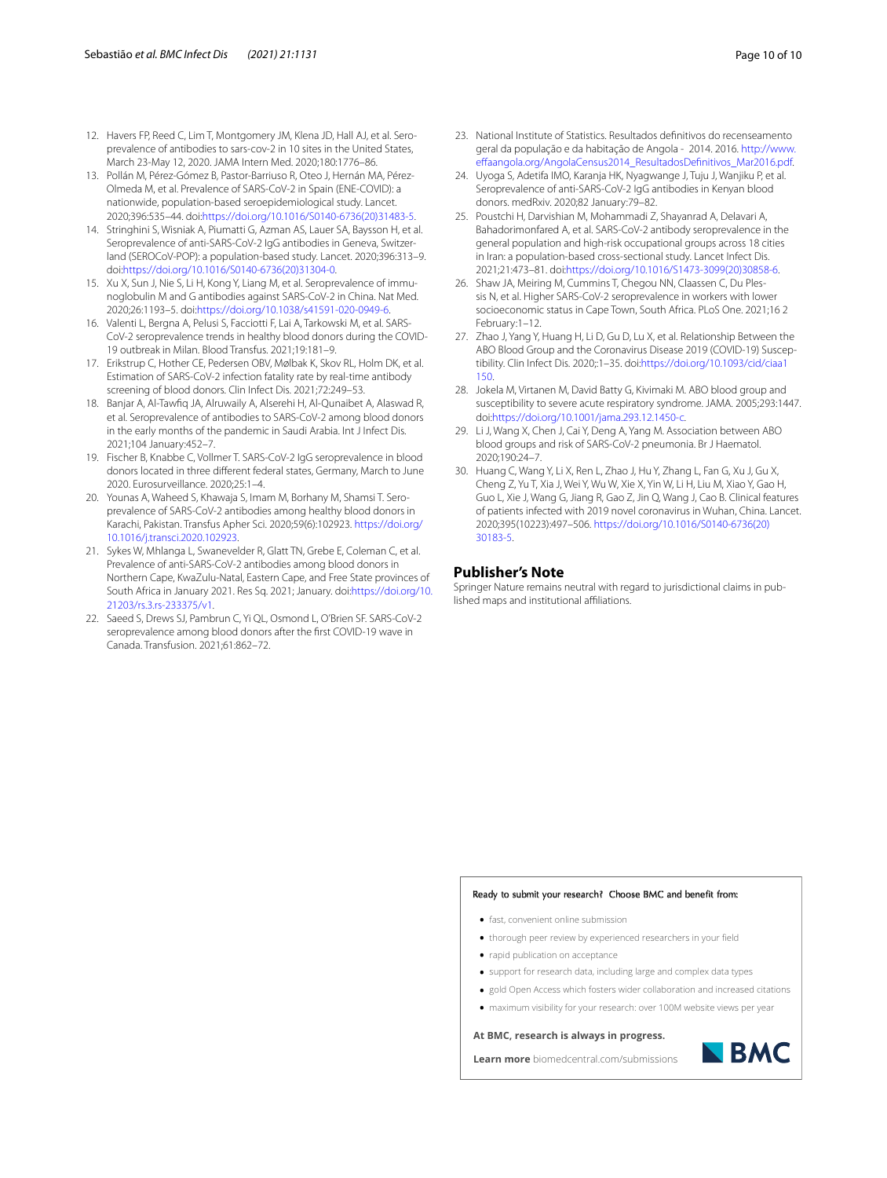12. Havers FP, Reed C, Lim T, Montgomery JM, Klena JD, Hall AJ, et al. Seroprevalence of antibodies to sars-cov-2 in 10 sites in the United States, March 23-May 12, 2020. JAMA Intern Med. 2020;180:1776–86.
13. Pollán M, Pérez-Gómez B, Pastor-Barriuso R, Oteo J, Hernán MA, Pérez-Olmeda M, et al. Prevalence of SARS-CoV-2 in Spain (ENE-COVID): a nationwide, population-based seroepidemiological study. Lancet. 2020;396:535–44. doi:https://doi.org/10.1016/S0140-6736(20)31483-5.
14. Stringhini S, Wisniak A, Piumatti G, Azman AS, Lauer SA, Baysson H, et al. Seroprevalence of anti-SARS-CoV-2 IgG antibodies in Geneva, Switzerland (SEROCoV-POP): a population-based study. Lancet. 2020;396:313–9. doi:https://doi.org/10.1016/S0140-6736(20)31304-0.
15. Xu X, Sun J, Nie S, Li H, Kong Y, Liang M, et al. Seroprevalence of immunoglobulin M and G antibodies against SARS-CoV-2 in China. Nat Med. 2020;26:1193–5. doi:https://doi.org/10.1038/s41591-020-0949-6.
16. Valenti L, Bergna A, Pelusi S, Facciotti F, Lai A, Tarkowski M, et al. SARS-CoV-2 seroprevalence trends in healthy blood donors during the COVID-19 outbreak in Milan. Blood Transfus. 2021;19:181–9.
17. Erikstrup C, Hother CE, Pedersen OBV, Mølbak K, Skov RL, Holm DK, et al. Estimation of SARS-CoV-2 infection fatality rate by real-time antibody screening of blood donors. Clin Infect Dis. 2021;72:249–53.
18. Banjar A, Al-Tawfiq JA, Alruwaily A, Alserehi H, Al-Qunaibet A, Alaswad R, et al. Seroprevalence of antibodies to SARS-CoV-2 among blood donors in the early months of the pandemic in Saudi Arabia. Int J Infect Dis. 2021;104 January:452–7.
19. Fischer B, Knabbe C, Vollmer T. SARS-CoV-2 IgG seroprevalence in blood donors located in three different federal states, Germany, March to June 2020. Eurosurveillance. 2020;25:1–4.
20. Younas A, Waheed S, Khawaja S, Imam M, Borhany M, Shamsi T. Seroprevalence of SARS-CoV-2 antibodies among healthy blood donors in Karachi, Pakistan. Transfus Apher Sci. 2020;59(6):102923. https://doi.org/10.1016/j.transci.2020.102923.
21. Sykes W, Mhlanga L, Swanevelder R, Glatt TN, Grebe E, Coleman C, et al. Prevalence of anti-SARS-CoV-2 antibodies among blood donors in Northern Cape, KwaZulu-Natal, Eastern Cape, and Free State provinces of South Africa in January 2021. Res Sq. 2021; January. doi:https://doi.org/10.21203/rs.3.rs-233375/v1.
22. Saeed S, Drews SJ, Pambrun C, Yi QL, Osmond L, O'Brien SF. SARS-CoV-2 seroprevalence among blood donors after the first COVID-19 wave in Canada. Transfusion. 2021;61:862–72.
23. National Institute of Statistics. Resultados definitivos do recenseamento geral da população e da habitação de Angola - 2014. 2016. http://www.effaangola.org/AngolaCensus2014_ResultadosDefinitivos_Mar2016.pdf.
24. Uyoga S, Adetifa IMO, Karanja HK, Nyagwange J, Tuju J, Wanjiku P, et al. Seroprevalence of anti-SARS-CoV-2 IgG antibodies in Kenyan blood donors. medRxiv. 2020;82 January:79–82.
25. Poustchi H, Darvishian M, Mohammadi Z, Shayanrad A, Delavari A, Bahadorimonfared A, et al. SARS-CoV-2 antibody seroprevalence in the general population and high-risk occupational groups across 18 cities in Iran: a population-based cross-sectional study. Lancet Infect Dis. 2021;21:473–81. doi:https://doi.org/10.1016/S1473-3099(20)30858-6.
26. Shaw JA, Meiring M, Cummins T, Chegou NN, Claassen C, Du Plessis N, et al. Higher SARS-CoV-2 seroprevalence in workers with lower socioeconomic status in Cape Town, South Africa. PLoS One. 2021;16 2 February:1–12.
27. Zhao J, Yang Y, Huang H, Li D, Gu D, Lu X, et al. Relationship Between the ABO Blood Group and the Coronavirus Disease 2019 (COVID-19) Susceptibility. Clin Infect Dis. 2020;:1–35. doi:https://doi.org/10.1093/cid/ciaa1150.
28. Jokela M, Virtanen M, David Batty G, Kivimaki M. ABO blood group and susceptibility to severe acute respiratory syndrome. JAMA. 2005;293:1447. doi:https://doi.org/10.1001/jama.293.12.1450-c.
29. Li J, Wang X, Chen J, Cai Y, Deng A, Yang M. Association between ABO blood groups and risk of SARS-CoV-2 pneumonia. Br J Haematol. 2020;190:24–7.
30. Huang C, Wang Y, Li X, Ren L, Zhao J, Hu Y, Zhang L, Fan G, Xu J, Gu X, Cheng Z, Yu T, Xia J, Wei Y, Wu W, Xie X, Yin W, Li H, Liu M, Xiao Y, Gao H, Guo L, Xie J, Wang G, Jiang R, Gao Z, Jin Q, Wang J, Cao B. Clinical features of patients infected with 2019 novel coronavirus in Wuhan, China. Lancet. 2020;395(10223):497–506. https://doi.org/10.1016/S0140-6736(20)30183-5.

## Publisher's Note

Springer Nature remains neutral with regard to jurisdictional claims in published maps and institutional affiliations.

Ready to submit your research? Choose BMC and benefit from:

- fast, convenient online submission
- thorough peer review by experienced researchers in your field
- rapid publication on acceptance
- support for research data, including large and complex data types
- gold Open Access which fosters wider collaboration and increased citations
- maximum visibility for your research: over 100M website views per year

**At BMC, research is always in progress.**

**Learn more** biomedcentral.com/submissions

BMC